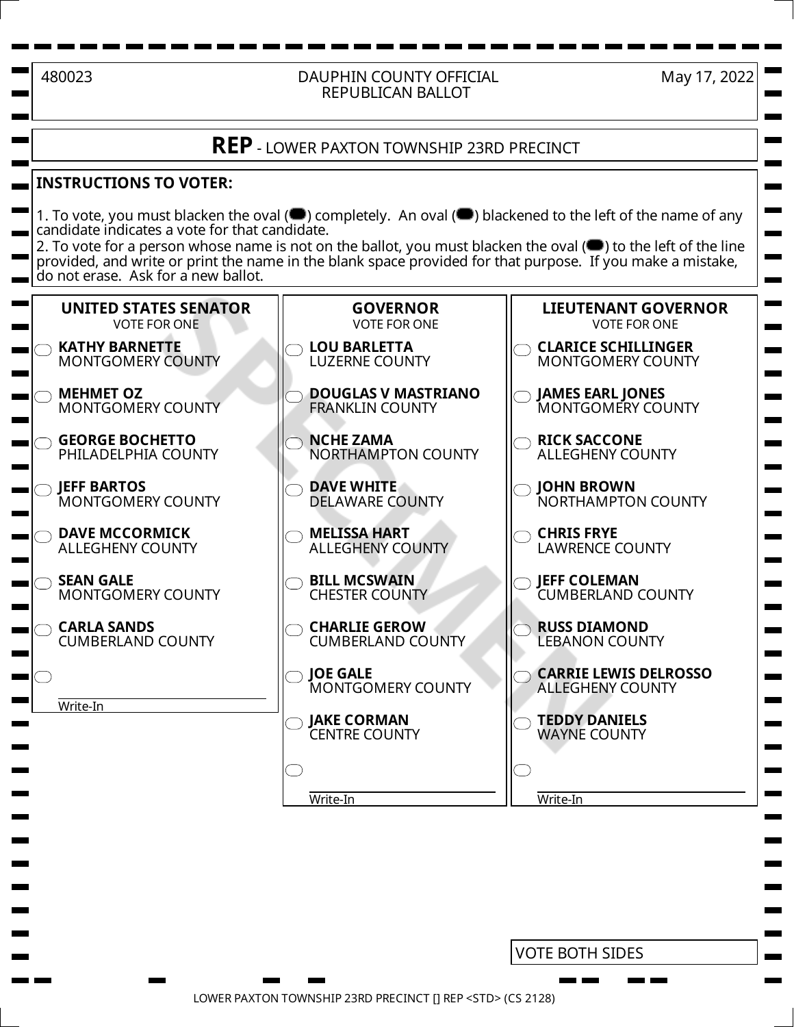480023

DAUPHIN COUNTY OFFICIAL
REPUBLICAN BALLOT

May 17, 2022

## REP - LOWER PAXTON TOWNSHIP 23RD PRECINCT

**INSTRUCTIONS TO VOTER:**

1. To vote, you must blacken the oval (⬬) completely. An oval (⬬) blackened to the left of the name of any candidate indicates a vote for that candidate.
2. To vote for a person whose name is not on the ballot, you must blacken the oval (⬬) to the left of the line provided, and write or print the name in the blank space provided for that purpose. If you make a mistake, do not erase. Ask for a new ballot.

### UNITED STATES SENATOR
VOTE FOR ONE

- **KATHY BARNETTE** MONTGOMERY COUNTY
- **MEHMET OZ** MONTGOMERY COUNTY
- **GEORGE BOCHETTO** PHILADELPHIA COUNTY
- **JEFF BARTOS** MONTGOMERY COUNTY
- **DAVE MCCORMICK** ALLEGHENY COUNTY
- **SEAN GALE** MONTGOMERY COUNTY
- **CARLA SANDS** CUMBERLAND COUNTY
- Write-In

### GOVERNOR
VOTE FOR ONE

- **LOU BARLETTA** LUZERNE COUNTY
- **DOUGLAS V MASTRIANO** FRANKLIN COUNTY
- **NCHE ZAMA** NORTHAMPTON COUNTY
- **DAVE WHITE** DELAWARE COUNTY
- **MELISSA HART** ALLEGHENY COUNTY
- **BILL MCSWAIN** CHESTER COUNTY
- **CHARLIE GEROW** CUMBERLAND COUNTY
- **JOE GALE** MONTGOMERY COUNTY
- **JAKE CORMAN** CENTRE COUNTY
- Write-In

### LIEUTENANT GOVERNOR
VOTE FOR ONE

- **CLARICE SCHILLINGER** MONTGOMERY COUNTY
- **JAMES EARL JONES** MONTGOMERY COUNTY
- **RICK SACCONE** ALLEGHENY COUNTY
- **JOHN BROWN** NORTHAMPTON COUNTY
- **CHRIS FRYE** LAWRENCE COUNTY
- **JEFF COLEMAN** CUMBERLAND COUNTY
- **RUSS DIAMOND** LEBANON COUNTY
- **CARRIE LEWIS DELROSSO** ALLEGHENY COUNTY
- **TEDDY DANIELS** WAYNE COUNTY
- Write-In

VOTE BOTH SIDES

LOWER PAXTON TOWNSHIP 23RD PRECINCT [] REP <STD> (CS 2128)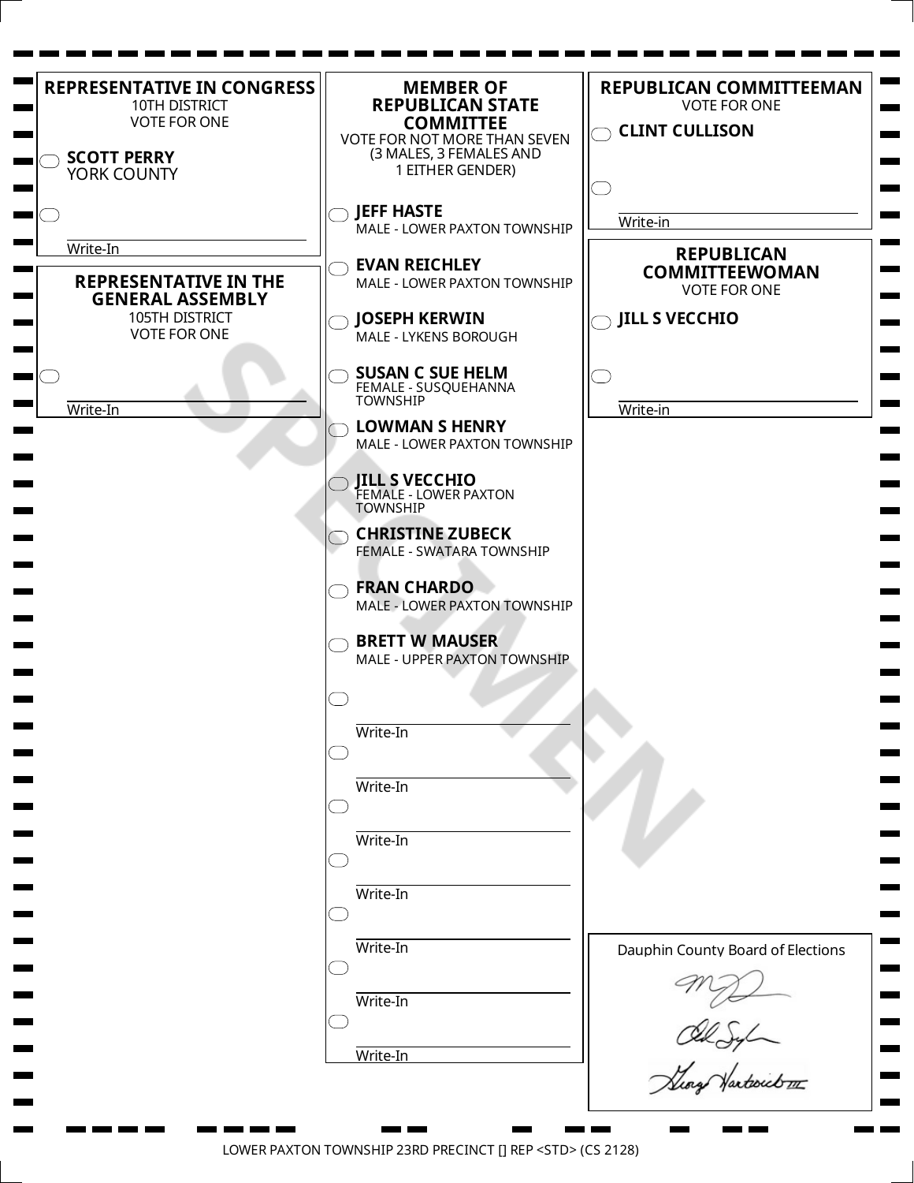## REPRESENTATIVE IN CONGRESS

10TH DISTRICT
VOTE FOR ONE

- SCOTT PERRY
  YORK COUNTY
- Write-In

## REPRESENTATIVE IN THE GENERAL ASSEMBLY

105TH DISTRICT
VOTE FOR ONE

- Write-In

## MEMBER OF REPUBLICAN STATE COMMITTEE

VOTE FOR NOT MORE THAN SEVEN
(3 MALES, 3 FEMALES AND
1 EITHER GENDER)

- JEFF HASTE
  MALE - LOWER PAXTON TOWNSHIP
- EVAN REICHLEY
  MALE - LOWER PAXTON TOWNSHIP
- JOSEPH KERWIN
  MALE - LYKENS BOROUGH
- SUSAN C SUE HELM
  FEMALE - SUSQUEHANNA TOWNSHIP
- LOWMAN S HENRY
  MALE - LOWER PAXTON TOWNSHIP
- JILL S VECCHIO
  FEMALE - LOWER PAXTON TOWNSHIP
- CHRISTINE ZUBECK
  FEMALE - SWATARA TOWNSHIP
- FRAN CHARDO
  MALE - LOWER PAXTON TOWNSHIP
- BRETT W MAUSER
  MALE - UPPER PAXTON TOWNSHIP
- Write-In
- Write-In
- Write-In
- Write-In
- Write-In
- Write-In
- Write-In

## REPUBLICAN COMMITTEEMAN

VOTE FOR ONE

- CLINT CULLISON
- Write-in

## REPUBLICAN COMMITTEEWOMAN

VOTE FOR ONE

- JILL S VECCHIO
- Write-in

Dauphin County Board of Elections

SPECIMEN

LOWER PAXTON TOWNSHIP 23RD PRECINCT [] REP <STD> (CS 2128)